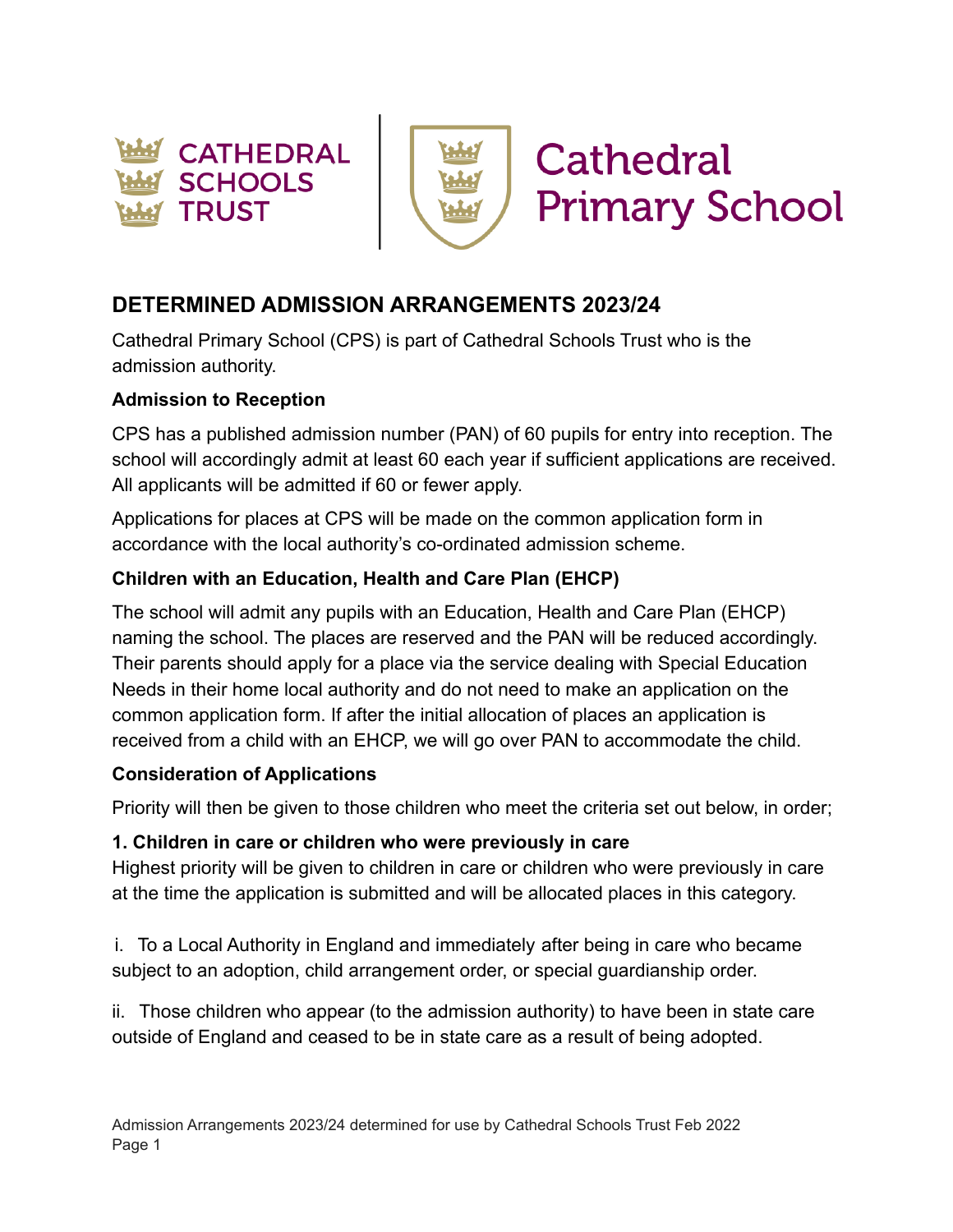CATHEDRAL SCHOOLS TRUST

Cathedral Primary School

## DETERMINED ADMISSION ARRANGEMENTS 2023/24

Cathedral Primary School (CPS) is part of Cathedral Schools Trust who is the admission authority.

### Admission to Reception

CPS has a published admission number (PAN) of 60 pupils for entry into reception. The school will accordingly admit at least 60 each year if sufficient applications are received. All applicants will be admitted if 60 or fewer apply.

Applications for places at CPS will be made on the common application form in accordance with the local authority's co-ordinated admission scheme.

### Children with an Education, Health and Care Plan (EHCP)

The school will admit any pupils with an Education, Health and Care Plan (EHCP) naming the school. The places are reserved and the PAN will be reduced accordingly. Their parents should apply for a place via the service dealing with Special Education Needs in their home local authority and do not need to make an application on the common application form. If after the initial allocation of places an application is received from a child with an EHCP, we will go over PAN to accommodate the child.

### Consideration of Applications

Priority will then be given to those children who meet the criteria set out below, in order;

**1. Children in care or children who were previously in care**

Highest priority will be given to children in care or children who were previously in care at the time the application is submitted and will be allocated places in this category.

i. To a Local Authority in England and immediately after being in care who became subject to an adoption, child arrangement order, or special guardianship order.

ii. Those children who appear (to the admission authority) to have been in state care outside of England and ceased to be in state care as a result of being adopted.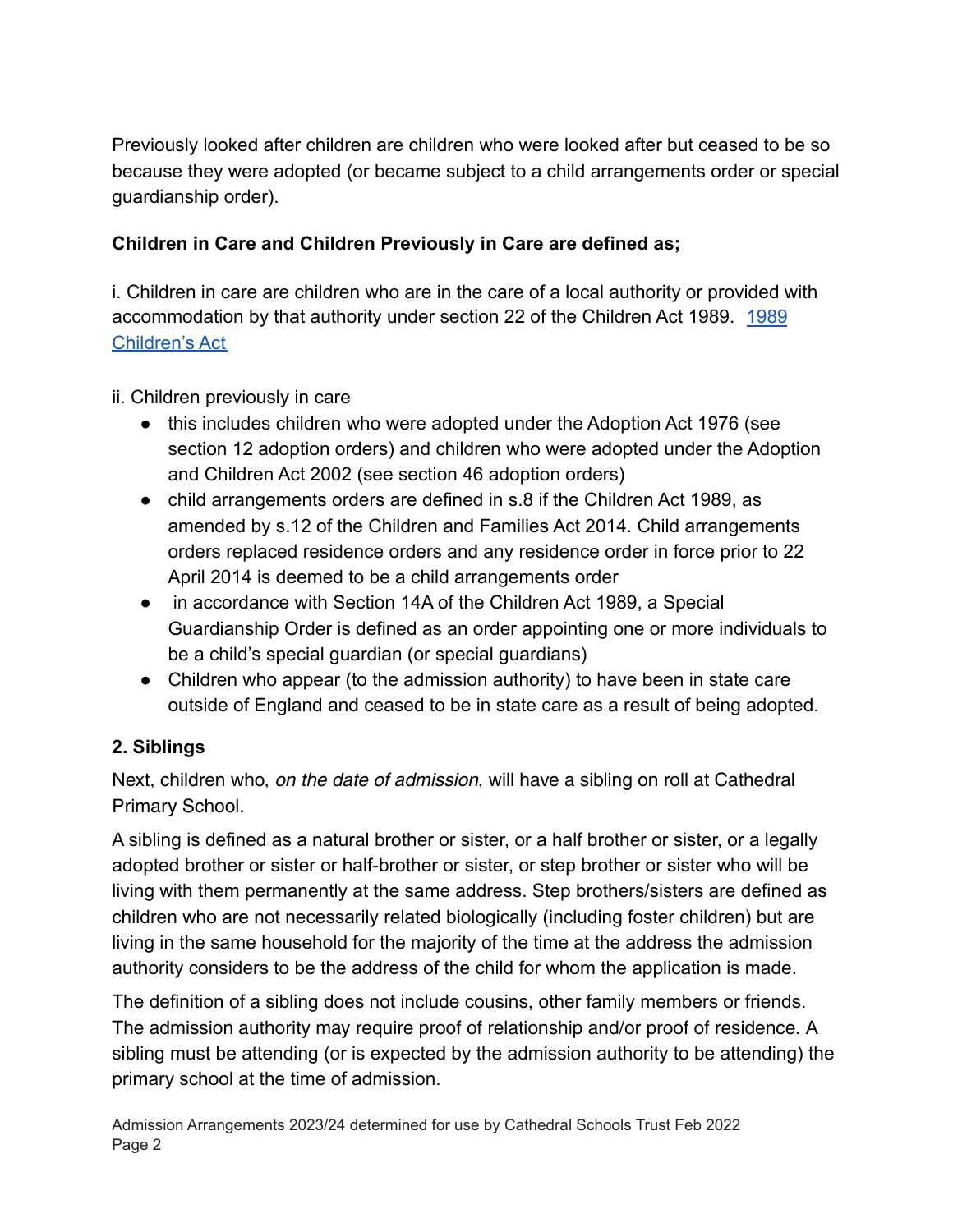Previously looked after children are children who were looked after but ceased to be so because they were adopted (or became subject to a child arrangements order or special guardianship order).

**Children in Care and Children Previously in Care are defined as;**

i. Children in care are children who are in the care of a local authority or provided with accommodation by that authority under section 22 of the Children Act 1989. [1989 Children's Act]

ii. Children previously in care

- this includes children who were adopted under the Adoption Act 1976 (see section 12 adoption orders) and children who were adopted under the Adoption and Children Act 2002 (see section 46 adoption orders)
- child arrangements orders are defined in s.8 if the Children Act 1989, as amended by s.12 of the Children and Families Act 2014. Child arrangements orders replaced residence orders and any residence order in force prior to 22 April 2014 is deemed to be a child arrangements order
- in accordance with Section 14A of the Children Act 1989, a Special Guardianship Order is defined as an order appointing one or more individuals to be a child's special guardian (or special guardians)
- Children who appear (to the admission authority) to have been in state care outside of England and ceased to be in state care as a result of being adopted.

### 2. Siblings

Next, children who, *on the date of admission*, will have a sibling on roll at Cathedral Primary School.

A sibling is defined as a natural brother or sister, or a half brother or sister, or a legally adopted brother or sister or half-brother or sister, or step brother or sister who will be living with them permanently at the same address. Step brothers/sisters are defined as children who are not necessarily related biologically (including foster children) but are living in the same household for the majority of the time at the address the admission authority considers to be the address of the child for whom the application is made.

The definition of a sibling does not include cousins, other family members or friends. The admission authority may require proof of relationship and/or proof of residence. A sibling must be attending (or is expected by the admission authority to be attending) the primary school at the time of admission.

Admission Arrangements 2023/24 determined for use by Cathedral Schools Trust Feb 2022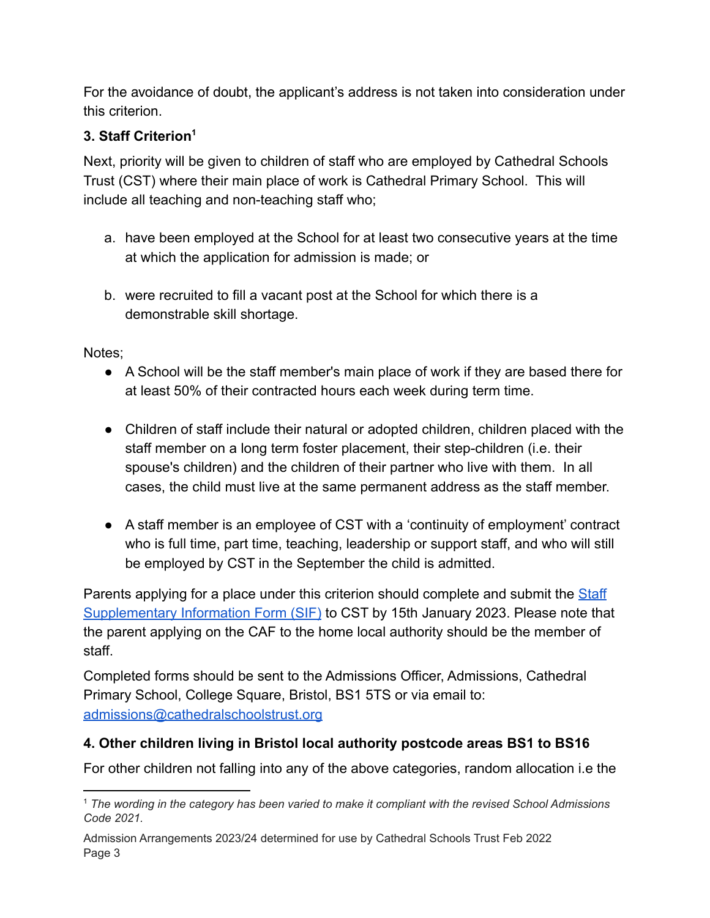For the avoidance of doubt, the applicant's address is not taken into consideration under this criterion.

**3. Staff Criterion[1]**

Next, priority will be given to children of staff who are employed by Cathedral Schools Trust (CST) where their main place of work is Cathedral Primary School. This will include all teaching and non-teaching staff who;

a. have been employed at the School for at least two consecutive years at the time at which the application for admission is made; or

b. were recruited to fill a vacant post at the School for which there is a demonstrable skill shortage.

Notes;

- A School will be the staff member's main place of work if they are based there for at least 50% of their contracted hours each week during term time.

- Children of staff include their natural or adopted children, children placed with the staff member on a long term foster placement, their step-children (i.e. their spouse's children) and the children of their partner who live with them. In all cases, the child must live at the same permanent address as the staff member.

- A staff member is an employee of CST with a 'continuity of employment' contract who is full time, part time, teaching, leadership or support staff, and who will still be employed by CST in the September the child is admitted.

Parents applying for a place under this criterion should complete and submit the [Staff Supplementary Information Form (SIF)]() to CST by 15th January 2023. Please note that the parent applying on the CAF to the home local authority should be the member of staff.

Completed forms should be sent to the Admissions Officer, Admissions, Cathedral Primary School, College Square, Bristol, BS1 5TS or via email to: admissions@cathedralschoolstrust.org

**4. Other children living in Bristol local authority postcode areas BS1 to BS16**

For other children not falling into any of the above categories, random allocation i.e the

[1] *The wording in the category has been varied to make it compliant with the revised School Admissions Code 2021.*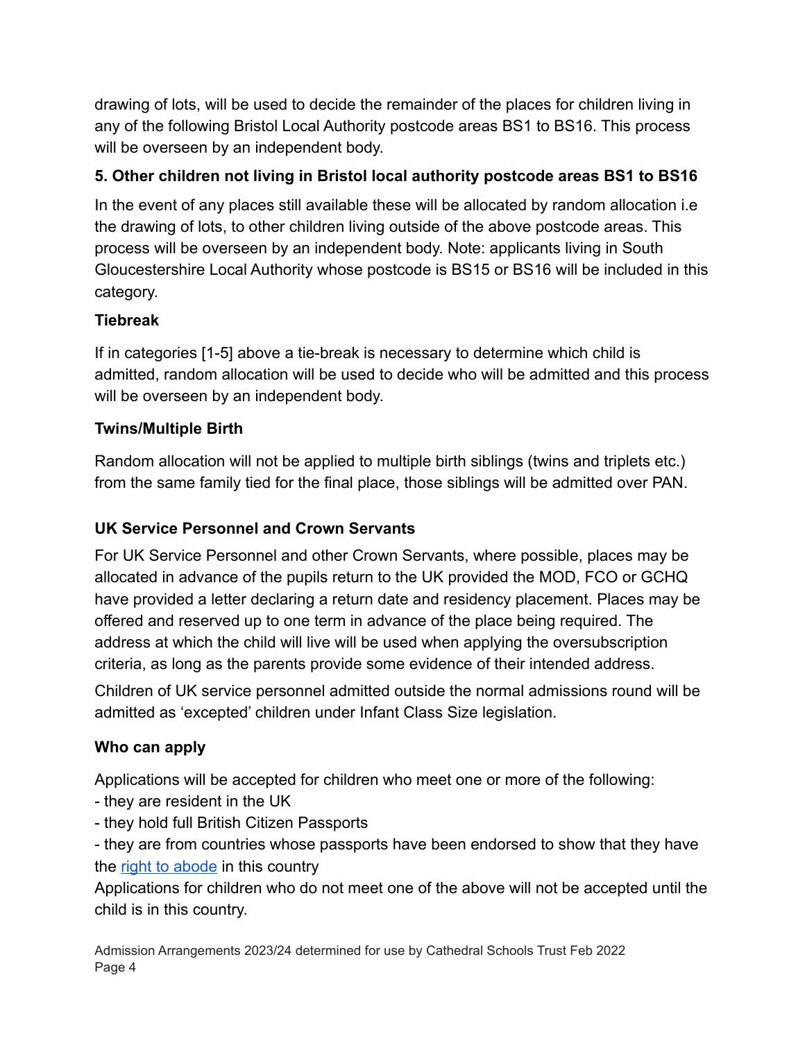drawing of lots, will be used to decide the remainder of the places for children living in any of the following Bristol Local Authority postcode areas BS1 to BS16. This process will be overseen by an independent body.

**5. Other children not living in Bristol local authority postcode areas BS1 to BS16**

In the event of any places still available these will be allocated by random allocation i.e the drawing of lots, to other children living outside of the above postcode areas. This process will be overseen by an independent body. Note: applicants living in South Gloucestershire Local Authority whose postcode is BS15 or BS16 will be included in this category.

**Tiebreak**

If in categories [1-5] above a tie-break is necessary to determine which child is admitted, random allocation will be used to decide who will be admitted and this process will be overseen by an independent body.

**Twins/Multiple Birth**

Random allocation will not be applied to multiple birth siblings (twins and triplets etc.) from the same family tied for the final place, those siblings will be admitted over PAN.

**UK Service Personnel and Crown Servants**

For UK Service Personnel and other Crown Servants, where possible, places may be allocated in advance of the pupils return to the UK provided the MOD, FCO or GCHQ have provided a letter declaring a return date and residency placement. Places may be offered and reserved up to one term in advance of the place being required. The address at which the child will live will be used when applying the oversubscription criteria, as long as the parents provide some evidence of their intended address.

Children of UK service personnel admitted outside the normal admissions round will be admitted as 'excepted' children under Infant Class Size legislation.

**Who can apply**

Applications will be accepted for children who meet one or more of the following:
- they are resident in the UK
- they hold full British Citizen Passports
- they are from countries whose passports have been endorsed to show that they have the right to abode in this country

Applications for children who do not meet one of the above will not be accepted until the child is in this country.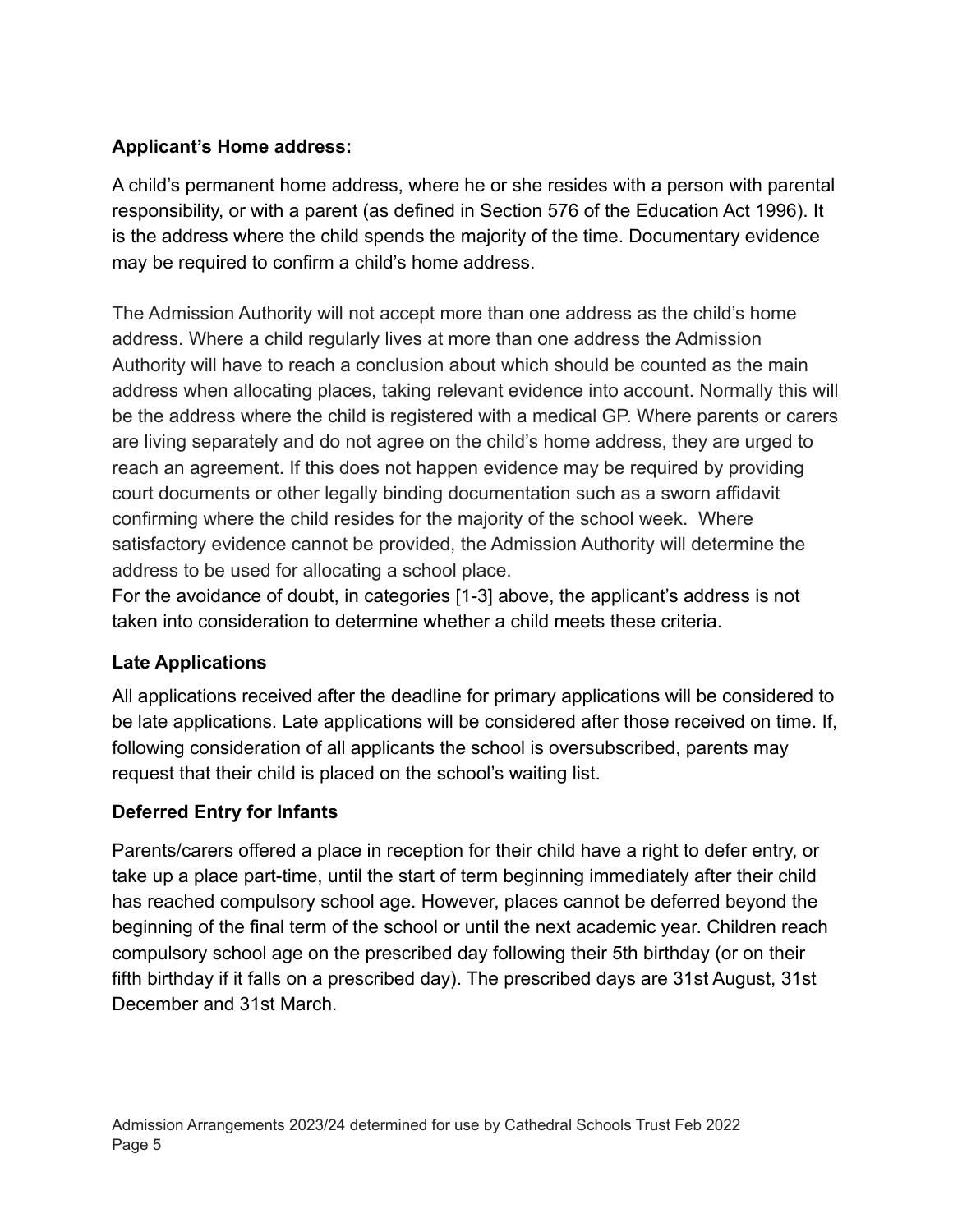**Applicant's Home address:**

A child's permanent home address, where he or she resides with a person with parental responsibility, or with a parent (as defined in Section 576 of the Education Act 1996). It is the address where the child spends the majority of the time. Documentary evidence may be required to confirm a child's home address.

The Admission Authority will not accept more than one address as the child's home address. Where a child regularly lives at more than one address the Admission Authority will have to reach a conclusion about which should be counted as the main address when allocating places, taking relevant evidence into account. Normally this will be the address where the child is registered with a medical GP. Where parents or carers are living separately and do not agree on the child's home address, they are urged to reach an agreement. If this does not happen evidence may be required by providing court documents or other legally binding documentation such as a sworn affidavit confirming where the child resides for the majority of the school week. Where satisfactory evidence cannot be provided, the Admission Authority will determine the address to be used for allocating a school place.
For the avoidance of doubt, in categories [1-3] above, the applicant's address is not taken into consideration to determine whether a child meets these criteria.

**Late Applications**

All applications received after the deadline for primary applications will be considered to be late applications. Late applications will be considered after those received on time. If, following consideration of all applicants the school is oversubscribed, parents may request that their child is placed on the school's waiting list.

**Deferred Entry for Infants**

Parents/carers offered a place in reception for their child have a right to defer entry, or take up a place part-time, until the start of term beginning immediately after their child has reached compulsory school age. However, places cannot be deferred beyond the beginning of the final term of the school or until the next academic year. Children reach compulsory school age on the prescribed day following their 5th birthday (or on their fifth birthday if it falls on a prescribed day). The prescribed days are 31st August, 31st December and 31st March.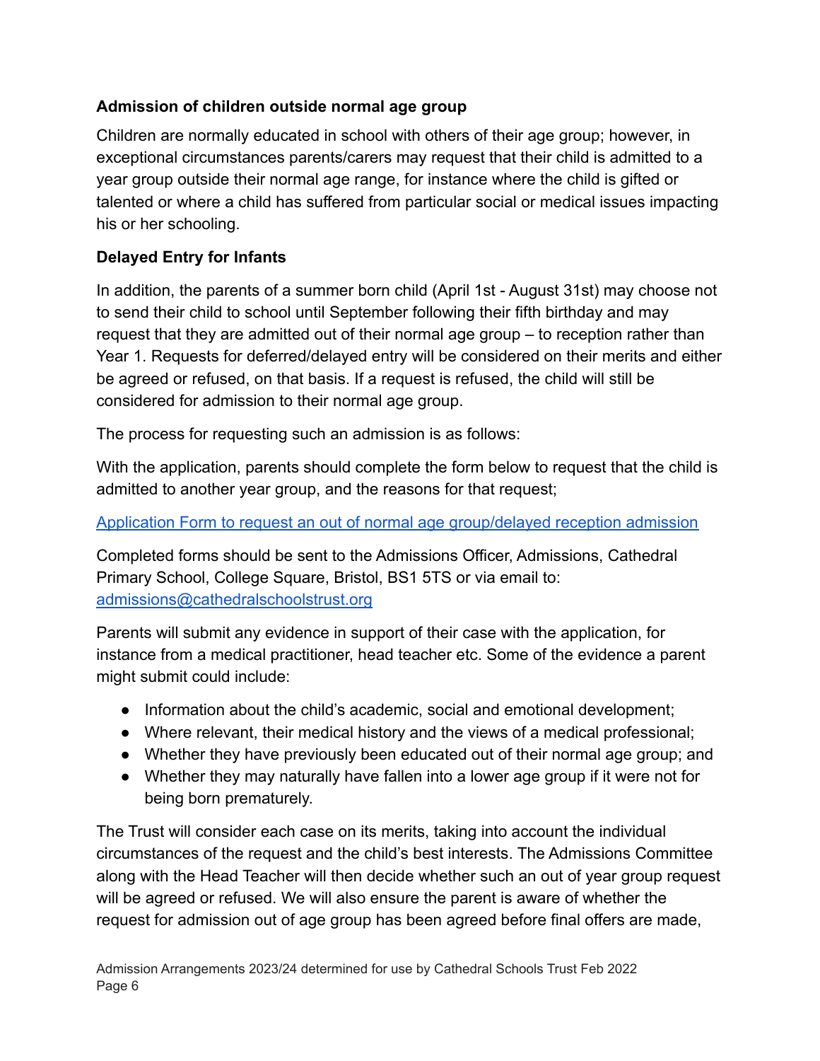**Admission of children outside normal age group**

Children are normally educated in school with others of their age group; however, in exceptional circumstances parents/carers may request that their child is admitted to a year group outside their normal age range, for instance where the child is gifted or talented or where a child has suffered from particular social or medical issues impacting his or her schooling.

**Delayed Entry for Infants**

In addition, the parents of a summer born child (April 1st - August 31st) may choose not to send their child to school until September following their fifth birthday and may request that they are admitted out of their normal age group – to reception rather than Year 1. Requests for deferred/delayed entry will be considered on their merits and either be agreed or refused, on that basis. If a request is refused, the child will still be considered for admission to their normal age group.

The process for requesting such an admission is as follows:

With the application, parents should complete the form below to request that the child is admitted to another year group, and the reasons for that request;

[Application Form to request an out of normal age group/delayed reception admission]()

Completed forms should be sent to the Admissions Officer, Admissions, Cathedral Primary School, College Square, Bristol, BS1 5TS or via email to: [admissions@cathedralschoolstrust.org](mailto:admissions@cathedralschoolstrust.org)

Parents will submit any evidence in support of their case with the application, for instance from a medical practitioner, head teacher etc. Some of the evidence a parent might submit could include:

- Information about the child's academic, social and emotional development;
- Where relevant, their medical history and the views of a medical professional;
- Whether they have previously been educated out of their normal age group; and
- Whether they may naturally have fallen into a lower age group if it were not for being born prematurely.

The Trust will consider each case on its merits, taking into account the individual circumstances of the request and the child's best interests. The Admissions Committee along with the Head Teacher will then decide whether such an out of year group request will be agreed or refused. We will also ensure the parent is aware of whether the request for admission out of age group has been agreed before final offers are made,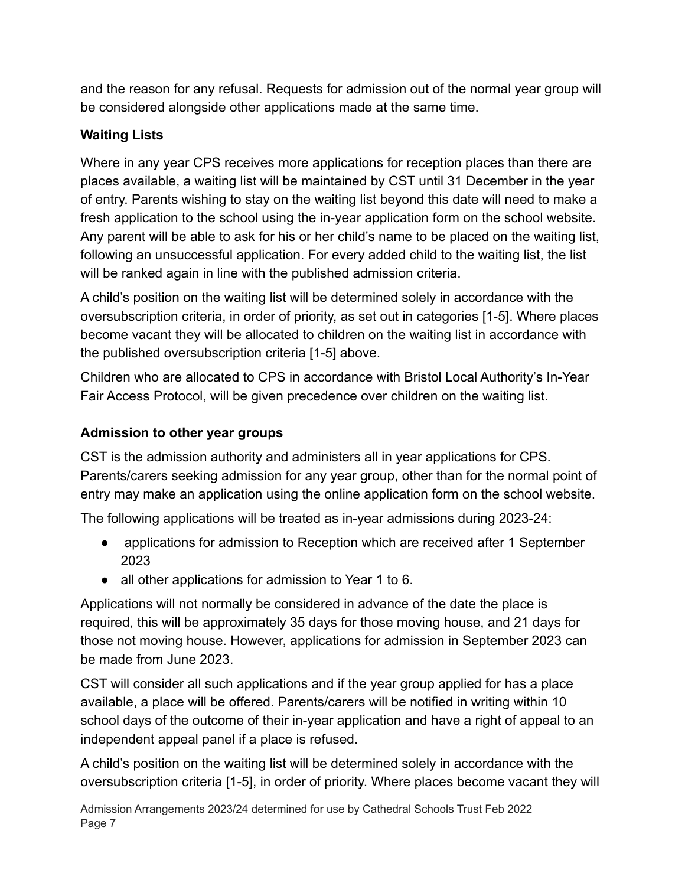and the reason for any refusal. Requests for admission out of the normal year group will be considered alongside other applications made at the same time.

**Waiting Lists**

Where in any year CPS receives more applications for reception places than there are places available, a waiting list will be maintained by CST until 31 December in the year of entry. Parents wishing to stay on the waiting list beyond this date will need to make a fresh application to the school using the in-year application form on the school website. Any parent will be able to ask for his or her child's name to be placed on the waiting list, following an unsuccessful application. For every added child to the waiting list, the list will be ranked again in line with the published admission criteria.

A child's position on the waiting list will be determined solely in accordance with the oversubscription criteria, in order of priority, as set out in categories [1-5]. Where places become vacant they will be allocated to children on the waiting list in accordance with the published oversubscription criteria [1-5] above.

Children who are allocated to CPS in accordance with Bristol Local Authority's In-Year Fair Access Protocol, will be given precedence over children on the waiting list.

**Admission to other year groups**

CST is the admission authority and administers all in year applications for CPS. Parents/carers seeking admission for any year group, other than for the normal point of entry may make an application using the online application form on the school website.

The following applications will be treated as in-year admissions during 2023-24:

- applications for admission to Reception which are received after 1 September 2023
- all other applications for admission to Year 1 to 6.

Applications will not normally be considered in advance of the date the place is required, this will be approximately 35 days for those moving house, and 21 days for those not moving house. However, applications for admission in September 2023 can be made from June 2023.

CST will consider all such applications and if the year group applied for has a place available, a place will be offered. Parents/carers will be notified in writing within 10 school days of the outcome of their in-year application and have a right of appeal to an independent appeal panel if a place is refused.

A child's position on the waiting list will be determined solely in accordance with the oversubscription criteria [1-5], in order of priority. Where places become vacant they will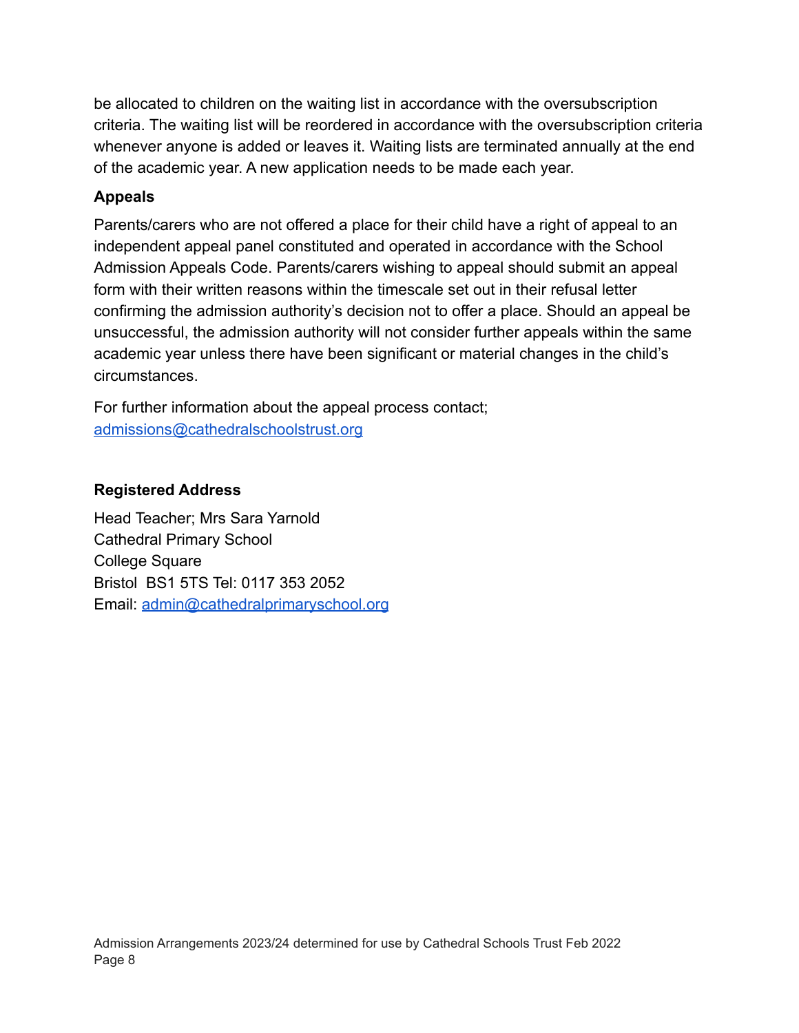be allocated to children on the waiting list in accordance with the oversubscription criteria. The waiting list will be reordered in accordance with the oversubscription criteria whenever anyone is added or leaves it. Waiting lists are terminated annually at the end of the academic year. A new application needs to be made each year.

**Appeals**

Parents/carers who are not offered a place for their child have a right of appeal to an independent appeal panel constituted and operated in accordance with the School Admission Appeals Code. Parents/carers wishing to appeal should submit an appeal form with their written reasons within the timescale set out in their refusal letter confirming the admission authority's decision not to offer a place. Should an appeal be unsuccessful, the admission authority will not consider further appeals within the same academic year unless there have been significant or material changes in the child's circumstances.

For further information about the appeal process contact; admissions@cathedralschoolstrust.org

**Registered Address**

Head Teacher; Mrs Sara Yarnold
Cathedral Primary School
College Square
Bristol BS1 5TS Tel: 0117 353 2052
Email: admin@cathedralprimaryschool.org